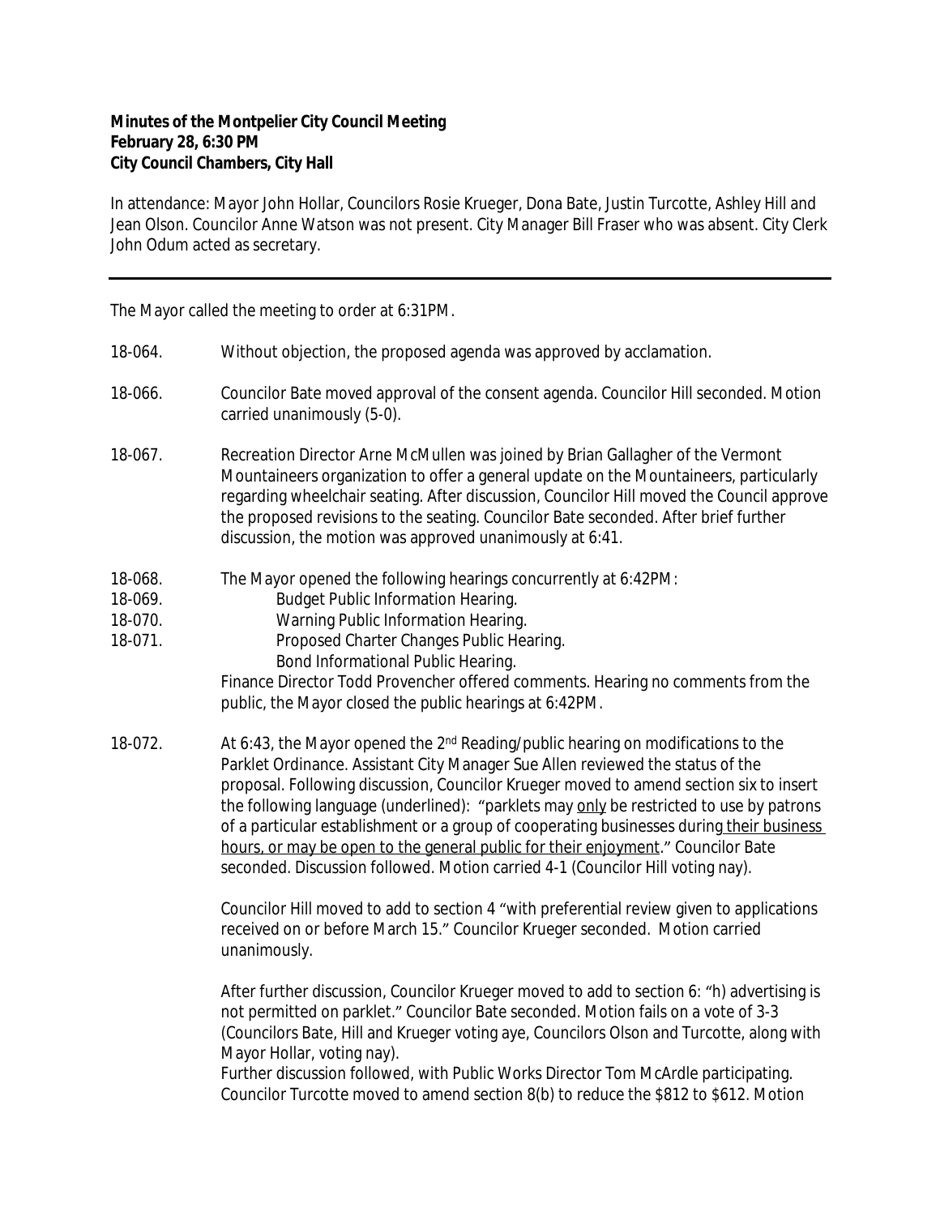**Minutes of the Montpelier City Council Meeting**
**February 28, 6:30 PM**
**City Council Chambers, City Hall**

In attendance: Mayor John Hollar, Councilors Rosie Krueger, Dona Bate, Justin Turcotte, Ashley Hill and Jean Olson. Councilor Anne Watson was not present. City Manager Bill Fraser who was absent. City Clerk John Odum acted as secretary.

---

The Mayor called the meeting to order at 6:31PM.

18-064. Without objection, the proposed agenda was approved by acclamation.

18-066. Councilor Bate moved approval of the consent agenda. Councilor Hill seconded. Motion carried unanimously (5-0).

18-067. Recreation Director Arne McMullen was joined by Brian Gallagher of the Vermont Mountaineers organization to offer a general update on the Mountaineers, particularly regarding wheelchair seating. After discussion, Councilor Hill moved the Council approve the proposed revisions to the seating. Councilor Bate seconded. After brief further discussion, the motion was approved unanimously at 6:41.

18-068. The Mayor opened the following hearings concurrently at 6:42PM:
18-069. Budget Public Information Hearing.
18-070. Warning Public Information Hearing.
18-071. Proposed Charter Changes Public Hearing.
Bond Informational Public Hearing.
Finance Director Todd Provencher offered comments. Hearing no comments from the public, the Mayor closed the public hearings at 6:42PM.

18-072. At 6:43, the Mayor opened the 2nd Reading/public hearing on modifications to the Parklet Ordinance. Assistant City Manager Sue Allen reviewed the status of the proposal. Following discussion, Councilor Krueger moved to amend section six to insert the following language (underlined): "parklets may <u>only</u> be restricted to use by patrons of a particular establishment or a group of cooperating businesses during <u>their business hours, or may be open to the general public for their enjoyment</u>." Councilor Bate seconded. Discussion followed. Motion carried 4-1 (Councilor Hill voting nay).

Councilor Hill moved to add to section 4 "with preferential review given to applications received on or before March 15." Councilor Krueger seconded. Motion carried unanimously.

After further discussion, Councilor Krueger moved to add to section 6: "h) advertising is not permitted on parklet." Councilor Bate seconded. Motion fails on a vote of 3-3 (Councilors Bate, Hill and Krueger voting aye, Councilors Olson and Turcotte, along with Mayor Hollar, voting nay).
Further discussion followed, with Public Works Director Tom McArdle participating. Councilor Turcotte moved to amend section 8(b) to reduce the $812 to $612. Motion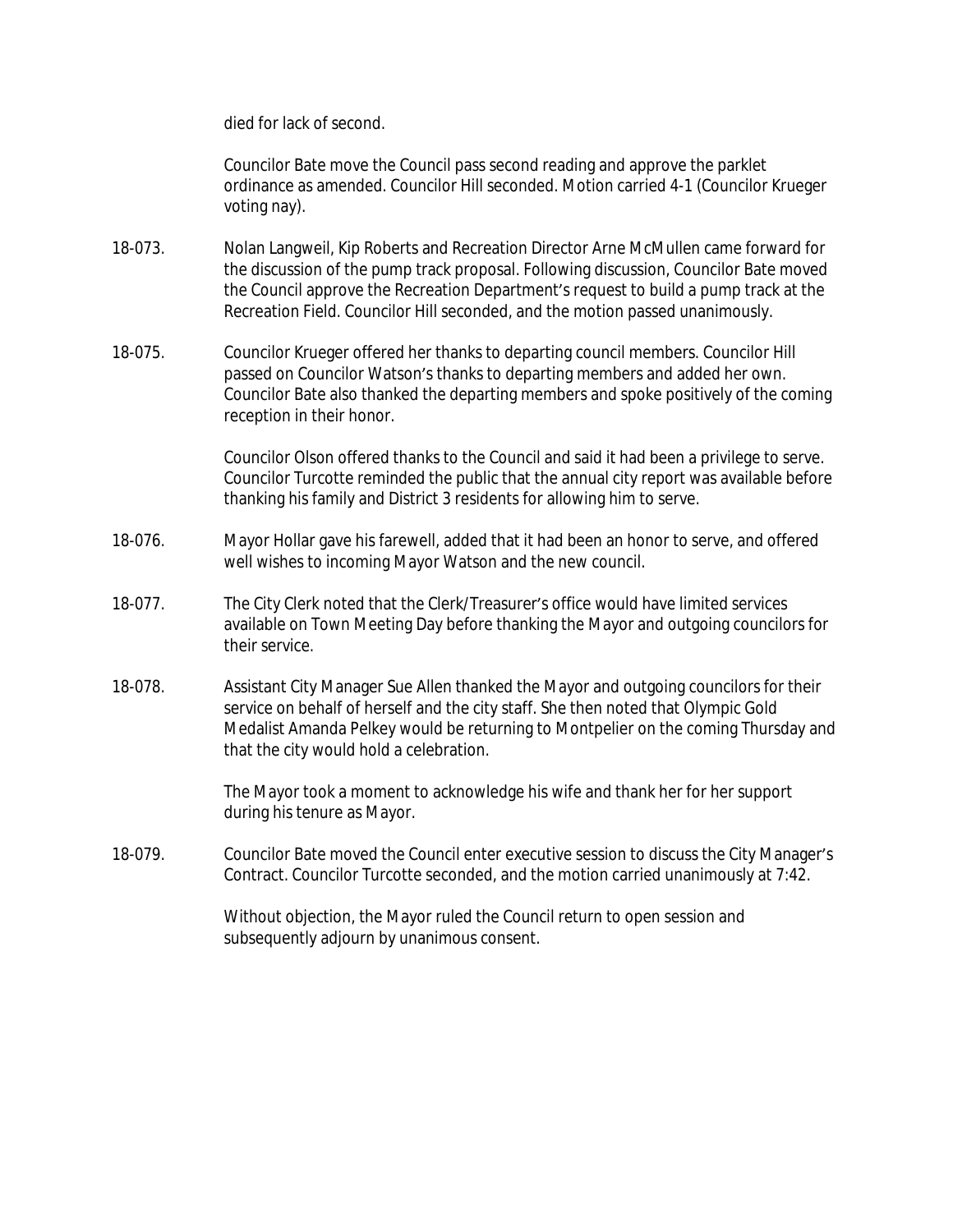died for lack of second.

Councilor Bate move the Council pass second reading and approve the parklet ordinance as amended. Councilor Hill seconded. Motion carried 4-1 (Councilor Krueger voting nay).

18-073. Nolan Langweil, Kip Roberts and Recreation Director Arne McMullen came forward for the discussion of the pump track proposal. Following discussion, Councilor Bate moved the Council approve the Recreation Department's request to build a pump track at the Recreation Field. Councilor Hill seconded, and the motion passed unanimously.

18-075. Councilor Krueger offered her thanks to departing council members. Councilor Hill passed on Councilor Watson's thanks to departing members and added her own. Councilor Bate also thanked the departing members and spoke positively of the coming reception in their honor.

Councilor Olson offered thanks to the Council and said it had been a privilege to serve. Councilor Turcotte reminded the public that the annual city report was available before thanking his family and District 3 residents for allowing him to serve.

18-076. Mayor Hollar gave his farewell, added that it had been an honor to serve, and offered well wishes to incoming Mayor Watson and the new council.

18-077. The City Clerk noted that the Clerk/Treasurer's office would have limited services available on Town Meeting Day before thanking the Mayor and outgoing councilors for their service.

18-078. Assistant City Manager Sue Allen thanked the Mayor and outgoing councilors for their service on behalf of herself and the city staff. She then noted that Olympic Gold Medalist Amanda Pelkey would be returning to Montpelier on the coming Thursday and that the city would hold a celebration.

The Mayor took a moment to acknowledge his wife and thank her for her support during his tenure as Mayor.

18-079. Councilor Bate moved the Council enter executive session to discuss the City Manager's Contract. Councilor Turcotte seconded, and the motion carried unanimously at 7:42.

Without objection, the Mayor ruled the Council return to open session and subsequently adjourn by unanimous consent.